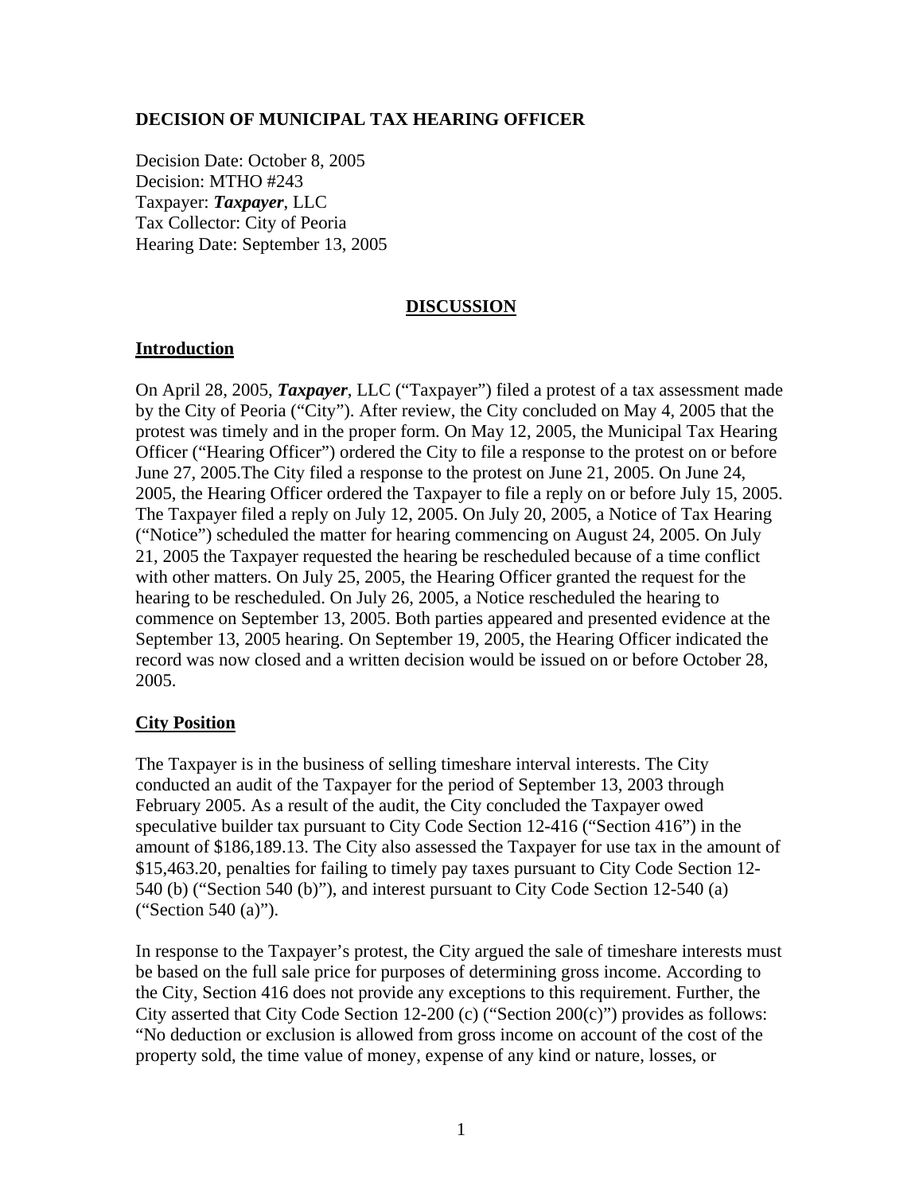### DECISION OF MUNICIPAL TAX HEARING OFFICER

Decision Date: October 8, 2005
Decision: MTHO #243
Taxpayer: ***Taxpayer***, LLC
Tax Collector: City of Peoria
Hearing Date: September 13, 2005

## DISCUSSION

### Introduction

On April 28, 2005, ***Taxpayer***, LLC ("Taxpayer") filed a protest of a tax assessment made by the City of Peoria ("City"). After review, the City concluded on May 4, 2005 that the protest was timely and in the proper form. On May 12, 2005, the Municipal Tax Hearing Officer ("Hearing Officer") ordered the City to file a response to the protest on or before June 27, 2005.The City filed a response to the protest on June 21, 2005. On June 24, 2005, the Hearing Officer ordered the Taxpayer to file a reply on or before July 15, 2005. The Taxpayer filed a reply on July 12, 2005. On July 20, 2005, a Notice of Tax Hearing ("Notice") scheduled the matter for hearing commencing on August 24, 2005. On July 21, 2005 the Taxpayer requested the hearing be rescheduled because of a time conflict with other matters. On July 25, 2005, the Hearing Officer granted the request for the hearing to be rescheduled. On July 26, 2005, a Notice rescheduled the hearing to commence on September 13, 2005. Both parties appeared and presented evidence at the September 13, 2005 hearing. On September 19, 2005, the Hearing Officer indicated the record was now closed and a written decision would be issued on or before October 28, 2005.

### City Position

The Taxpayer is in the business of selling timeshare interval interests. The City conducted an audit of the Taxpayer for the period of September 13, 2003 through February 2005. As a result of the audit, the City concluded the Taxpayer owed speculative builder tax pursuant to City Code Section 12-416 ("Section 416") in the amount of $186,189.13. The City also assessed the Taxpayer for use tax in the amount of $15,463.20, penalties for failing to timely pay taxes pursuant to City Code Section 12-540 (b) ("Section 540 (b)"), and interest pursuant to City Code Section 12-540 (a) ("Section 540 (a)").

In response to the Taxpayer's protest, the City argued the sale of timeshare interests must be based on the full sale price for purposes of determining gross income. According to the City, Section 416 does not provide any exceptions to this requirement. Further, the City asserted that City Code Section 12-200 (c) ("Section 200(c)") provides as follows: "No deduction or exclusion is allowed from gross income on account of the cost of the property sold, the time value of money, expense of any kind or nature, losses, or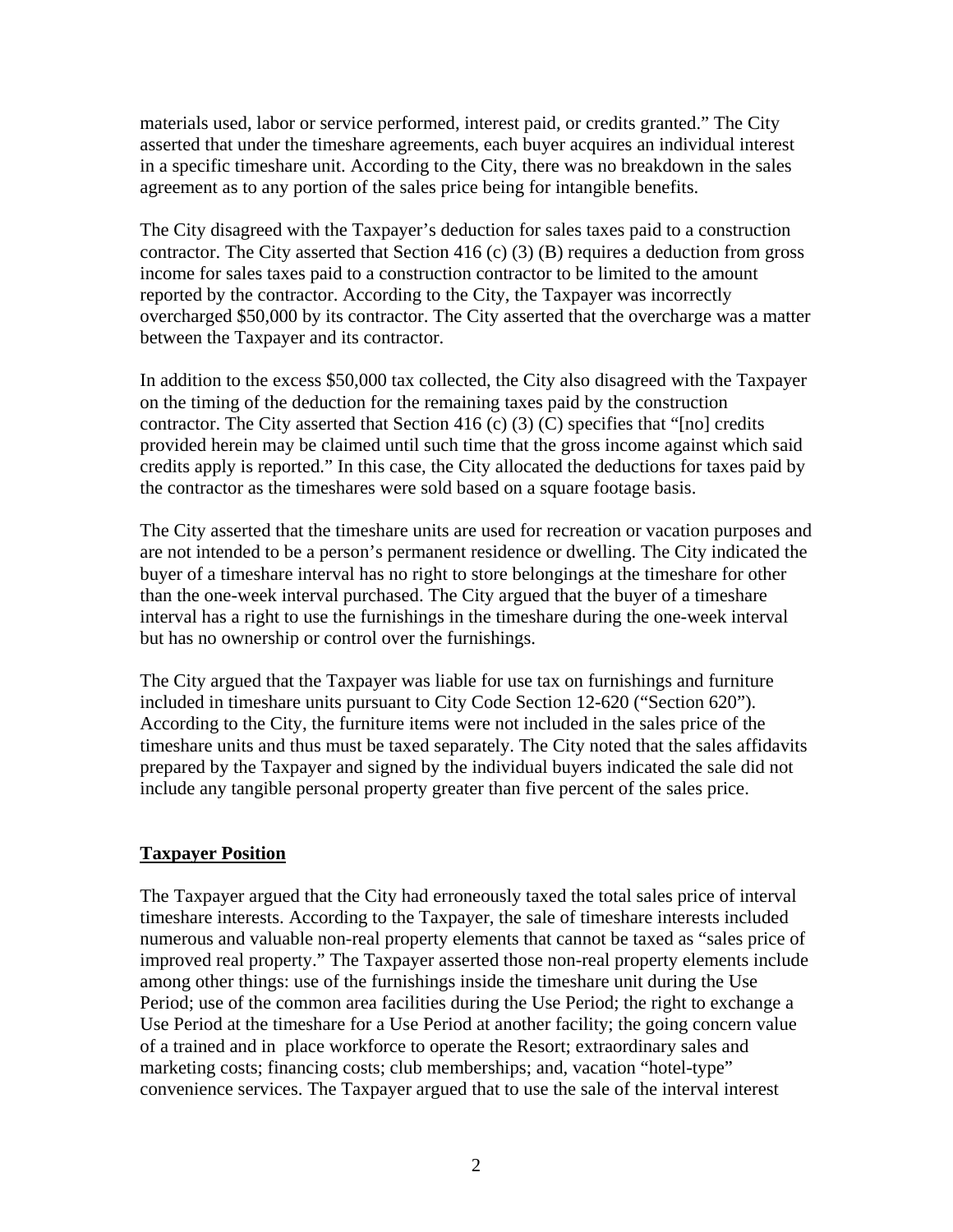materials used, labor or service performed, interest paid, or credits granted." The City asserted that under the timeshare agreements, each buyer acquires an individual interest in a specific timeshare unit. According to the City, there was no breakdown in the sales agreement as to any portion of the sales price being for intangible benefits.

The City disagreed with the Taxpayer's deduction for sales taxes paid to a construction contractor. The City asserted that Section 416 (c) (3) (B) requires a deduction from gross income for sales taxes paid to a construction contractor to be limited to the amount reported by the contractor. According to the City, the Taxpayer was incorrectly overcharged $50,000 by its contractor. The City asserted that the overcharge was a matter between the Taxpayer and its contractor.

In addition to the excess $50,000 tax collected, the City also disagreed with the Taxpayer on the timing of the deduction for the remaining taxes paid by the construction contractor. The City asserted that Section 416 (c) (3) (C) specifies that "[no] credits provided herein may be claimed until such time that the gross income against which said credits apply is reported." In this case, the City allocated the deductions for taxes paid by the contractor as the timeshares were sold based on a square footage basis.

The City asserted that the timeshare units are used for recreation or vacation purposes and are not intended to be a person's permanent residence or dwelling. The City indicated the buyer of a timeshare interval has no right to store belongings at the timeshare for other than the one-week interval purchased. The City argued that the buyer of a timeshare interval has a right to use the furnishings in the timeshare during the one-week interval but has no ownership or control over the furnishings.

The City argued that the Taxpayer was liable for use tax on furnishings and furniture included in timeshare units pursuant to City Code Section 12-620 ("Section 620"). According to the City, the furniture items were not included in the sales price of the timeshare units and thus must be taxed separately. The City noted that the sales affidavits prepared by the Taxpayer and signed by the individual buyers indicated the sale did not include any tangible personal property greater than five percent of the sales price.

## Taxpayer Position

The Taxpayer argued that the City had erroneously taxed the total sales price of interval timeshare interests. According to the Taxpayer, the sale of timeshare interests included numerous and valuable non-real property elements that cannot be taxed as "sales price of improved real property." The Taxpayer asserted those non-real property elements include among other things: use of the furnishings inside the timeshare unit during the Use Period; use of the common area facilities during the Use Period; the right to exchange a Use Period at the timeshare for a Use Period at another facility; the going concern value of a trained and in place workforce to operate the Resort; extraordinary sales and marketing costs; financing costs; club memberships; and, vacation "hotel-type" convenience services. The Taxpayer argued that to use the sale of the interval interest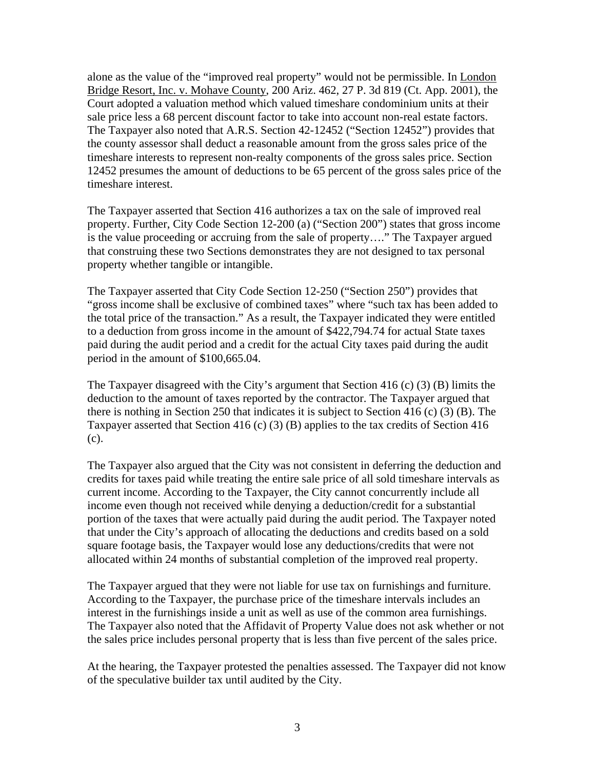alone as the value of the "improved real property" would not be permissible. In London Bridge Resort, Inc. v. Mohave County, 200 Ariz. 462, 27 P. 3d 819 (Ct. App. 2001), the Court adopted a valuation method which valued timeshare condominium units at their sale price less a 68 percent discount factor to take into account non-real estate factors. The Taxpayer also noted that A.R.S. Section 42-12452 ("Section 12452") provides that the county assessor shall deduct a reasonable amount from the gross sales price of the timeshare interests to represent non-realty components of the gross sales price. Section 12452 presumes the amount of deductions to be 65 percent of the gross sales price of the timeshare interest.

The Taxpayer asserted that Section 416 authorizes a tax on the sale of improved real property. Further, City Code Section 12-200 (a) ("Section 200") states that gross income is the value proceeding or accruing from the sale of property…." The Taxpayer argued that construing these two Sections demonstrates they are not designed to tax personal property whether tangible or intangible.

The Taxpayer asserted that City Code Section 12-250 ("Section 250") provides that "gross income shall be exclusive of combined taxes" where "such tax has been added to the total price of the transaction." As a result, the Taxpayer indicated they were entitled to a deduction from gross income in the amount of $422,794.74 for actual State taxes paid during the audit period and a credit for the actual City taxes paid during the audit period in the amount of $100,665.04.

The Taxpayer disagreed with the City's argument that Section 416 (c) (3) (B) limits the deduction to the amount of taxes reported by the contractor. The Taxpayer argued that there is nothing in Section 250 that indicates it is subject to Section 416 (c) (3) (B). The Taxpayer asserted that Section 416 (c) (3) (B) applies to the tax credits of Section 416 (c).

The Taxpayer also argued that the City was not consistent in deferring the deduction and credits for taxes paid while treating the entire sale price of all sold timeshare intervals as current income. According to the Taxpayer, the City cannot concurrently include all income even though not received while denying a deduction/credit for a substantial portion of the taxes that were actually paid during the audit period. The Taxpayer noted that under the City's approach of allocating the deductions and credits based on a sold square footage basis, the Taxpayer would lose any deductions/credits that were not allocated within 24 months of substantial completion of the improved real property.

The Taxpayer argued that they were not liable for use tax on furnishings and furniture. According to the Taxpayer, the purchase price of the timeshare intervals includes an interest in the furnishings inside a unit as well as use of the common area furnishings. The Taxpayer also noted that the Affidavit of Property Value does not ask whether or not the sales price includes personal property that is less than five percent of the sales price.

At the hearing, the Taxpayer protested the penalties assessed. The Taxpayer did not know of the speculative builder tax until audited by the City.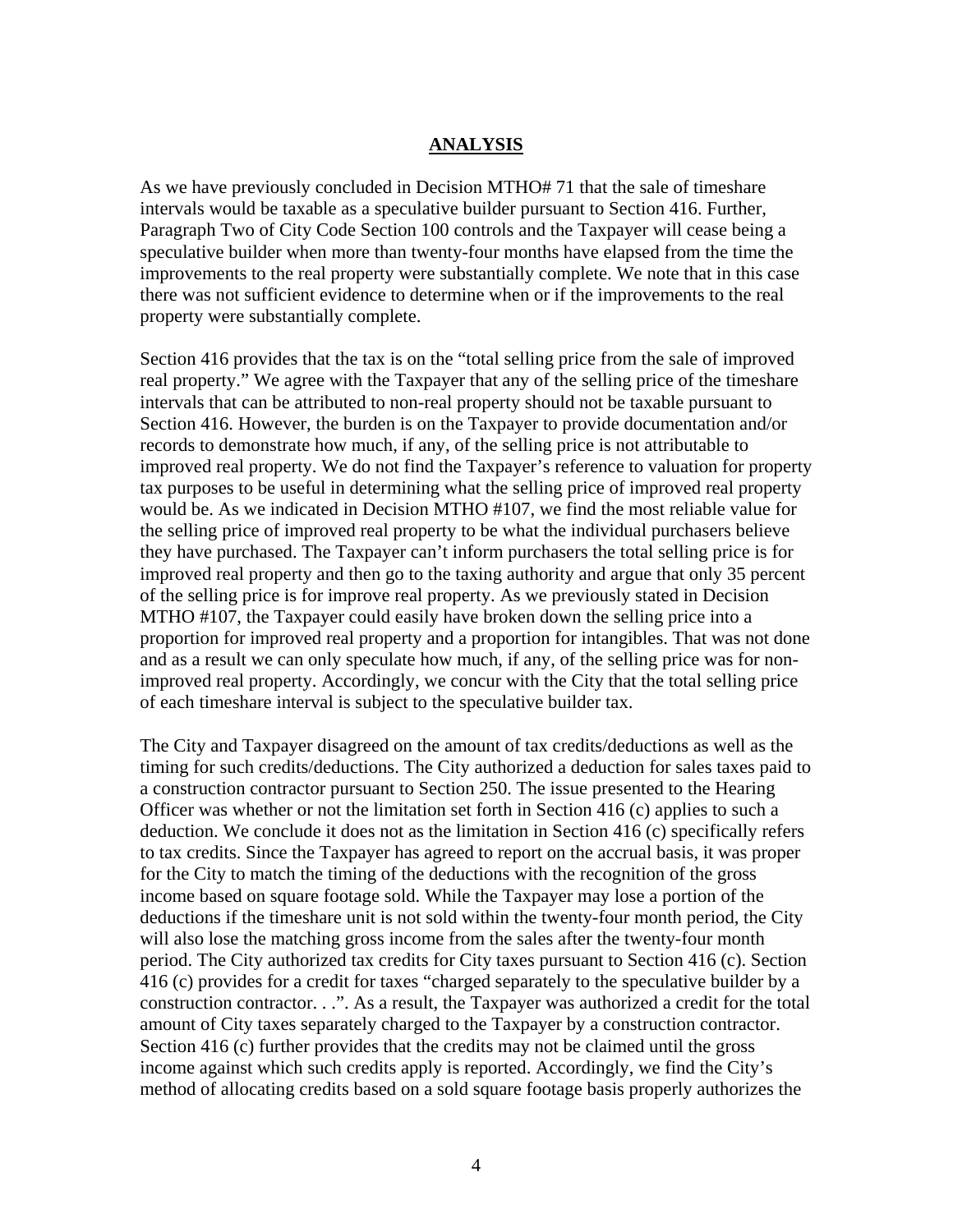## ANALYSIS

As we have previously concluded in Decision MTHO# 71 that the sale of timeshare intervals would be taxable as a speculative builder pursuant to Section 416. Further, Paragraph Two of City Code Section 100 controls and the Taxpayer will cease being a speculative builder when more than twenty-four months have elapsed from the time the improvements to the real property were substantially complete. We note that in this case there was not sufficient evidence to determine when or if the improvements to the real property were substantially complete.

Section 416 provides that the tax is on the "total selling price from the sale of improved real property." We agree with the Taxpayer that any of the selling price of the timeshare intervals that can be attributed to non-real property should not be taxable pursuant to Section 416. However, the burden is on the Taxpayer to provide documentation and/or records to demonstrate how much, if any, of the selling price is not attributable to improved real property. We do not find the Taxpayer's reference to valuation for property tax purposes to be useful in determining what the selling price of improved real property would be. As we indicated in Decision MTHO #107, we find the most reliable value for the selling price of improved real property to be what the individual purchasers believe they have purchased. The Taxpayer can't inform purchasers the total selling price is for improved real property and then go to the taxing authority and argue that only 35 percent of the selling price is for improve real property. As we previously stated in Decision MTHO #107, the Taxpayer could easily have broken down the selling price into a proportion for improved real property and a proportion for intangibles. That was not done and as a result we can only speculate how much, if any, of the selling price was for non-improved real property. Accordingly, we concur with the City that the total selling price of each timeshare interval is subject to the speculative builder tax.

The City and Taxpayer disagreed on the amount of tax credits/deductions as well as the timing for such credits/deductions. The City authorized a deduction for sales taxes paid to a construction contractor pursuant to Section 250. The issue presented to the Hearing Officer was whether or not the limitation set forth in Section 416 (c) applies to such a deduction. We conclude it does not as the limitation in Section 416 (c) specifically refers to tax credits. Since the Taxpayer has agreed to report on the accrual basis, it was proper for the City to match the timing of the deductions with the recognition of the gross income based on square footage sold. While the Taxpayer may lose a portion of the deductions if the timeshare unit is not sold within the twenty-four month period, the City will also lose the matching gross income from the sales after the twenty-four month period. The City authorized tax credits for City taxes pursuant to Section 416 (c). Section 416 (c) provides for a credit for taxes "charged separately to the speculative builder by a construction contractor. . .". As a result, the Taxpayer was authorized a credit for the total amount of City taxes separately charged to the Taxpayer by a construction contractor. Section 416 (c) further provides that the credits may not be claimed until the gross income against which such credits apply is reported. Accordingly, we find the City's method of allocating credits based on a sold square footage basis properly authorizes the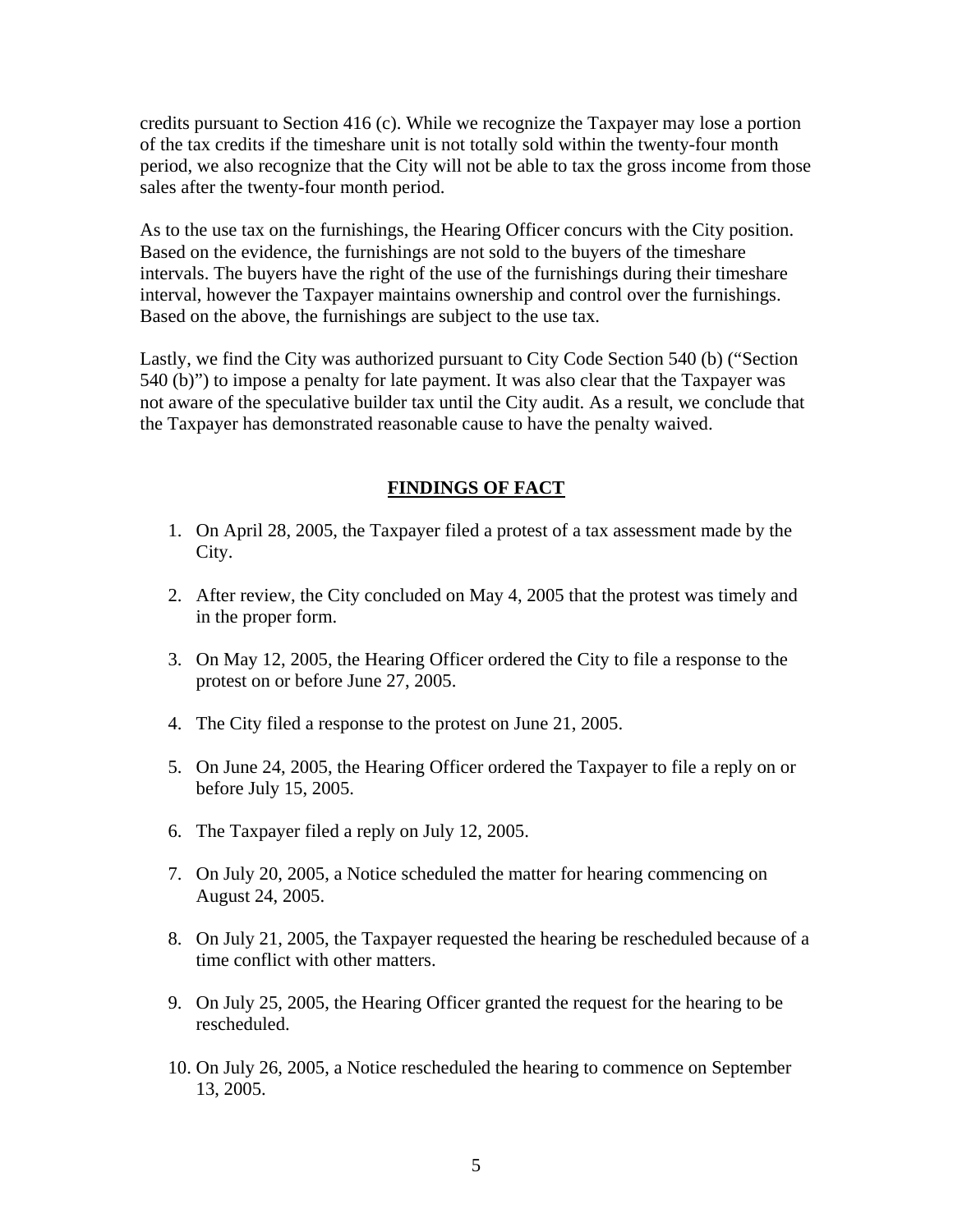credits pursuant to Section 416 (c). While we recognize the Taxpayer may lose a portion of the tax credits if the timeshare unit is not totally sold within the twenty-four month period, we also recognize that the City will not be able to tax the gross income from those sales after the twenty-four month period.

As to the use tax on the furnishings, the Hearing Officer concurs with the City position. Based on the evidence, the furnishings are not sold to the buyers of the timeshare intervals. The buyers have the right of the use of the furnishings during their timeshare interval, however the Taxpayer maintains ownership and control over the furnishings. Based on the above, the furnishings are subject to the use tax.

Lastly, we find the City was authorized pursuant to City Code Section 540 (b) ("Section 540 (b)") to impose a penalty for late payment. It was also clear that the Taxpayer was not aware of the speculative builder tax until the City audit. As a result, we conclude that the Taxpayer has demonstrated reasonable cause to have the penalty waived.

## FINDINGS OF FACT

1. On April 28, 2005, the Taxpayer filed a protest of a tax assessment made by the City.
2. After review, the City concluded on May 4, 2005 that the protest was timely and in the proper form.
3. On May 12, 2005, the Hearing Officer ordered the City to file a response to the protest on or before June 27, 2005.
4. The City filed a response to the protest on June 21, 2005.
5. On June 24, 2005, the Hearing Officer ordered the Taxpayer to file a reply on or before July 15, 2005.
6. The Taxpayer filed a reply on July 12, 2005.
7. On July 20, 2005, a Notice scheduled the matter for hearing commencing on August 24, 2005.
8. On July 21, 2005, the Taxpayer requested the hearing be rescheduled because of a time conflict with other matters.
9. On July 25, 2005, the Hearing Officer granted the request for the hearing to be rescheduled.
10. On July 26, 2005, a Notice rescheduled the hearing to commence on September 13, 2005.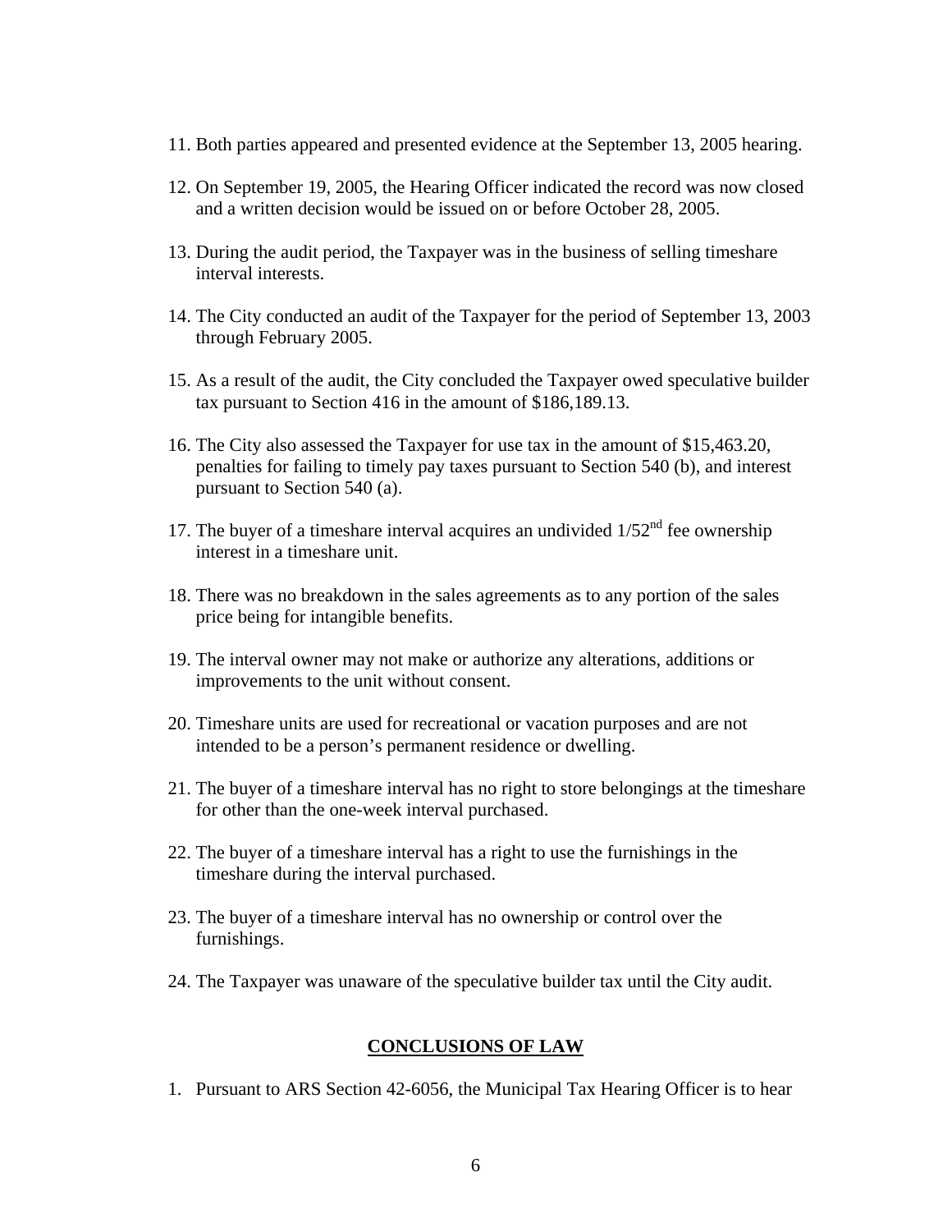11. Both parties appeared and presented evidence at the September 13, 2005 hearing.

12. On September 19, 2005, the Hearing Officer indicated the record was now closed and a written decision would be issued on or before October 28, 2005.

13. During the audit period, the Taxpayer was in the business of selling timeshare interval interests.

14. The City conducted an audit of the Taxpayer for the period of September 13, 2003 through February 2005.

15. As a result of the audit, the City concluded the Taxpayer owed speculative builder tax pursuant to Section 416 in the amount of $186,189.13.

16. The City also assessed the Taxpayer for use tax in the amount of $15,463.20, penalties for failing to timely pay taxes pursuant to Section 540 (b), and interest pursuant to Section 540 (a).

17. The buyer of a timeshare interval acquires an undivided 1/52nd fee ownership interest in a timeshare unit.

18. There was no breakdown in the sales agreements as to any portion of the sales price being for intangible benefits.

19. The interval owner may not make or authorize any alterations, additions or improvements to the unit without consent.

20. Timeshare units are used for recreational or vacation purposes and are not intended to be a person's permanent residence or dwelling.

21. The buyer of a timeshare interval has no right to store belongings at the timeshare for other than the one-week interval purchased.

22. The buyer of a timeshare interval has a right to use the furnishings in the timeshare during the interval purchased.

23. The buyer of a timeshare interval has no ownership or control over the furnishings.

24. The Taxpayer was unaware of the speculative builder tax until the City audit.

## CONCLUSIONS OF LAW

1. Pursuant to ARS Section 42-6056, the Municipal Tax Hearing Officer is to hear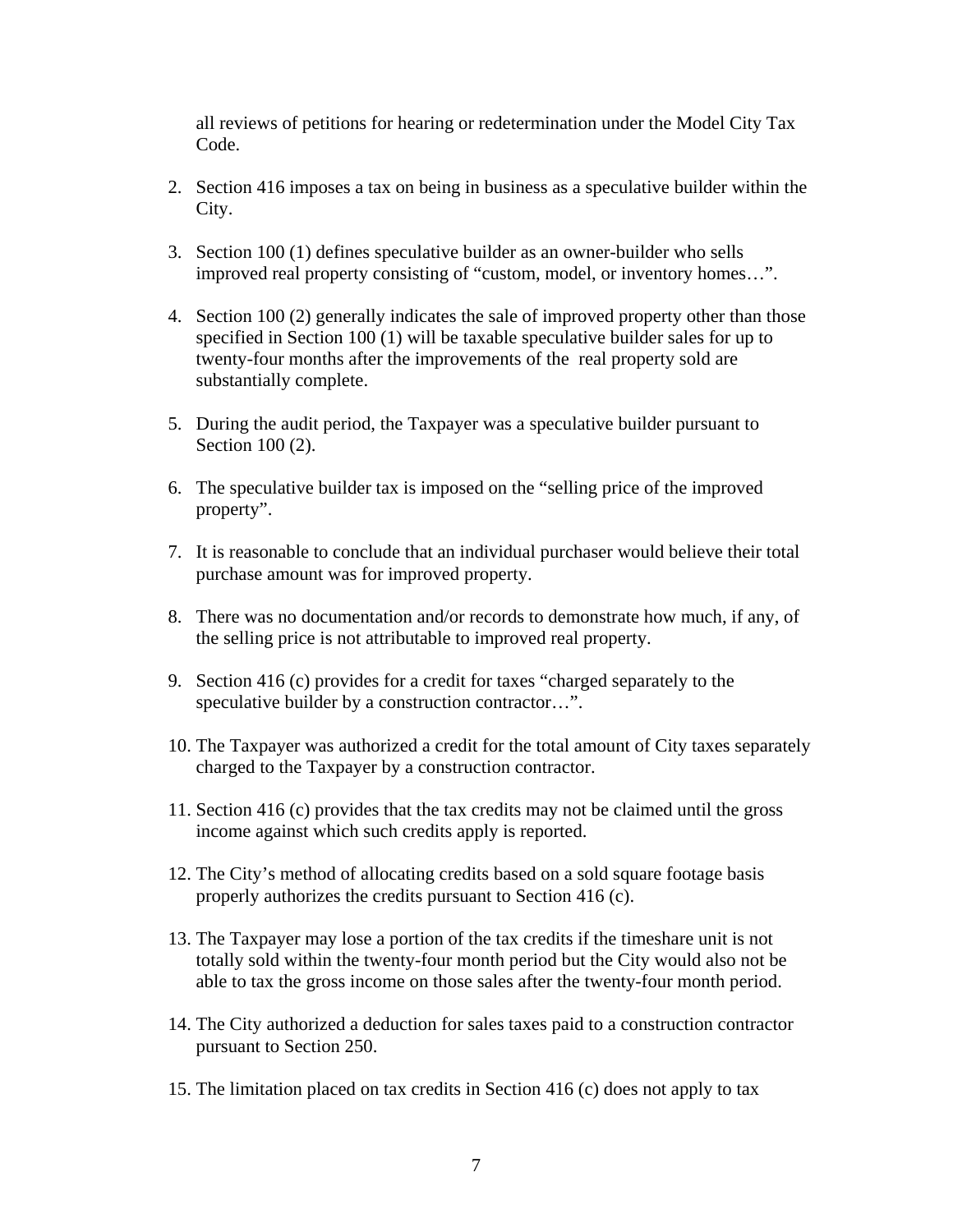all reviews of petitions for hearing or redetermination under the Model City Tax Code.

2. Section 416 imposes a tax on being in business as a speculative builder within the City.

3. Section 100 (1) defines speculative builder as an owner-builder who sells improved real property consisting of "custom, model, or inventory homes…".

4. Section 100 (2) generally indicates the sale of improved property other than those specified in Section 100 (1) will be taxable speculative builder sales for up to twenty-four months after the improvements of the real property sold are substantially complete.

5. During the audit period, the Taxpayer was a speculative builder pursuant to Section 100 (2).

6. The speculative builder tax is imposed on the "selling price of the improved property".

7. It is reasonable to conclude that an individual purchaser would believe their total purchase amount was for improved property.

8. There was no documentation and/or records to demonstrate how much, if any, of the selling price is not attributable to improved real property.

9. Section 416 (c) provides for a credit for taxes "charged separately to the speculative builder by a construction contractor…".

10. The Taxpayer was authorized a credit for the total amount of City taxes separately charged to the Taxpayer by a construction contractor.

11. Section 416 (c) provides that the tax credits may not be claimed until the gross income against which such credits apply is reported.

12. The City's method of allocating credits based on a sold square footage basis properly authorizes the credits pursuant to Section 416 (c).

13. The Taxpayer may lose a portion of the tax credits if the timeshare unit is not totally sold within the twenty-four month period but the City would also not be able to tax the gross income on those sales after the twenty-four month period.

14. The City authorized a deduction for sales taxes paid to a construction contractor pursuant to Section 250.

15. The limitation placed on tax credits in Section 416 (c) does not apply to tax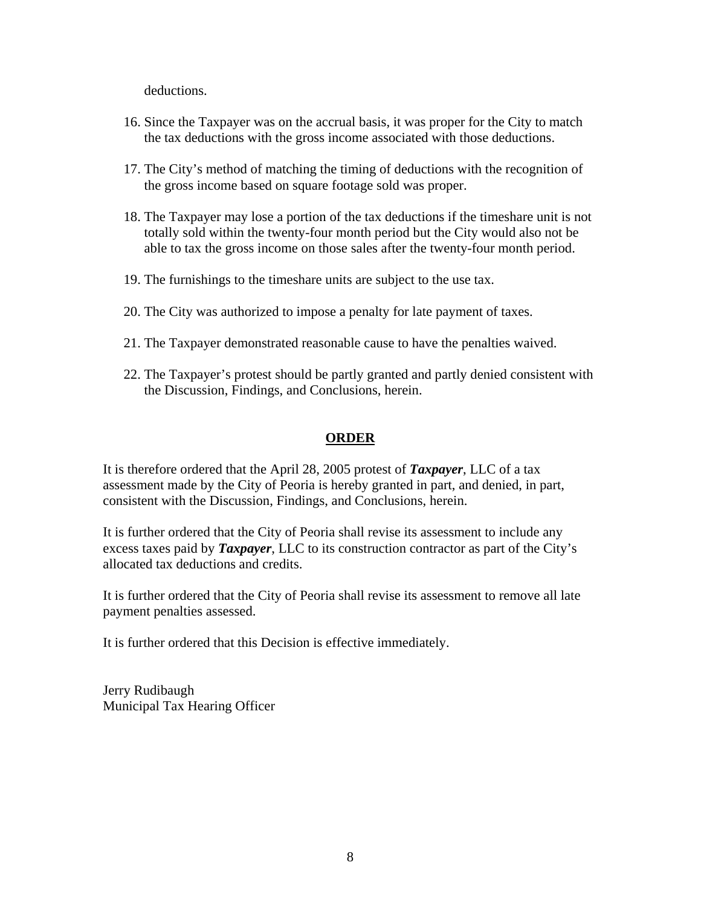deductions.

16. Since the Taxpayer was on the accrual basis, it was proper for the City to match the tax deductions with the gross income associated with those deductions.

17. The City's method of matching the timing of deductions with the recognition of the gross income based on square footage sold was proper.

18. The Taxpayer may lose a portion of the tax deductions if the timeshare unit is not totally sold within the twenty-four month period but the City would also not be able to tax the gross income on those sales after the twenty-four month period.

19. The furnishings to the timeshare units are subject to the use tax.

20. The City was authorized to impose a penalty for late payment of taxes.

21. The Taxpayer demonstrated reasonable cause to have the penalties waived.

22. The Taxpayer's protest should be partly granted and partly denied consistent with the Discussion, Findings, and Conclusions, herein.

## ORDER

It is therefore ordered that the April 28, 2005 protest of ***Taxpayer***, LLC of a tax assessment made by the City of Peoria is hereby granted in part, and denied, in part, consistent with the Discussion, Findings, and Conclusions, herein.

It is further ordered that the City of Peoria shall revise its assessment to include any excess taxes paid by ***Taxpayer***, LLC to its construction contractor as part of the City's allocated tax deductions and credits.

It is further ordered that the City of Peoria shall revise its assessment to remove all late payment penalties assessed.

It is further ordered that this Decision is effective immediately.

Jerry Rudibaugh
Municipal Tax Hearing Officer